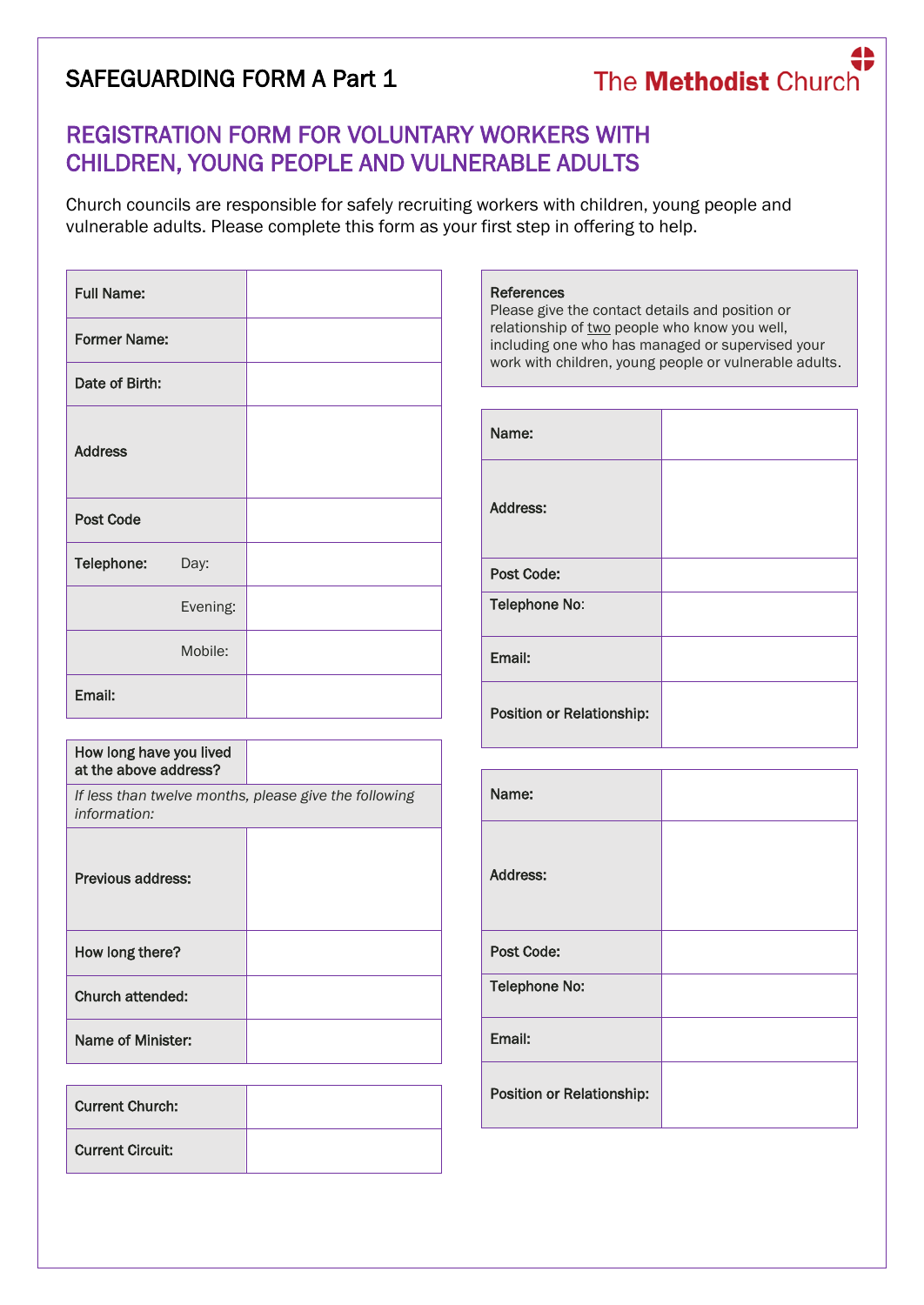SAFEGUARDING FORM A Part 1

The **Methodist** Church

# REGISTRATION FORM FOR VOLUNTARY WORKERS WITH CHILDREN, YOUNG PEOPLE AND VULNERABLE ADULTS

Church councils are responsible for safely recruiting workers with children, young people and vulnerable adults. Please complete this form as your first step in offering to help.

| | |
|---|---|
| **Full Name:** | |
| **Former Name:** | |
| **Date of Birth:** | |
| **Address** | |
| **Post Code** | |
| **Telephone:** Day: | |
| Evening: | |
| Mobile: | |
| **Email:** | |

| | |
|---|---|
| **How long have you lived at the above address?** | |
| *If less than twelve months, please give the following information:* | |
| **Previous address:** | |
| **How long there?** | |
| **Church attended:** | |
| **Name of Minister:** | |

| | |
|---|---|
| **Current Church:** | |
| **Current Circuit:** | |

**References**
Please give the contact details and position or relationship of two people who know you well, including one who has managed or supervised your work with children, young people or vulnerable adults.

| | |
|---|---|
| **Name:** | |
| **Address:** | |
| **Post Code:** | |
| **Telephone No:** | |
| **Email:** | |
| **Position or Relationship:** | |

| | |
|---|---|
| **Name:** | |
| **Address:** | |
| **Post Code:** | |
| **Telephone No:** | |
| **Email:** | |
| **Position or Relationship:** | |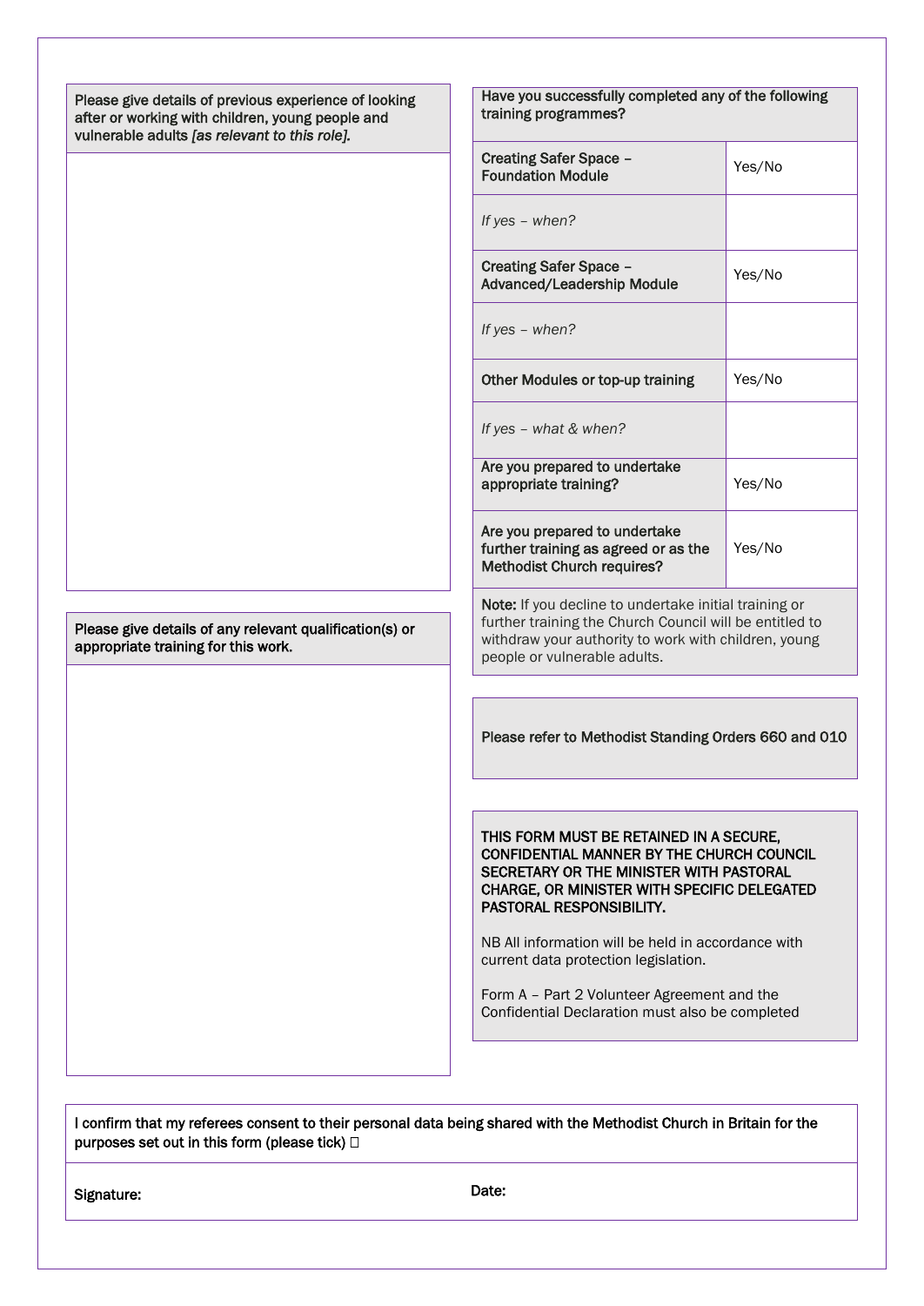| Please give details of previous experience of looking after or working with children, young people and vulnerable adults *[as relevant to this role].* |
| --- |
| |

| Please give details of any relevant qualification(s) or appropriate training for this work. |
| --- |
| |

| Have you successfully completed any of the following training programmes? | |
| --- | --- |
| Creating Safer Space – Foundation Module | Yes/No |
| *If yes – when?* | |
| Creating Safer Space – Advanced/Leadership Module | Yes/No |
| *If yes – when?* | |
| Other Modules or top-up training | Yes/No |
| *If yes – what & when?* | |
| Are you prepared to undertake appropriate training? | Yes/No |
| Are you prepared to undertake further training as agreed or as the Methodist Church requires? | Yes/No |

**Note:** If you decline to undertake initial training or further training the Church Council will be entitled to withdraw your authority to work with children, young people or vulnerable adults.

Please refer to Methodist Standing Orders 660 and 010

THIS FORM MUST BE RETAINED IN A SECURE, CONFIDENTIAL MANNER BY THE CHURCH COUNCIL SECRETARY OR THE MINISTER WITH PASTORAL CHARGE, OR MINISTER WITH SPECIFIC DELEGATED PASTORAL RESPONSIBILITY.

NB All information will be held in accordance with current data protection legislation.

Form A – Part 2 Volunteer Agreement and the Confidential Declaration must also be completed

I confirm that my referees consent to their personal data being shared with the Methodist Church in Britain for the purposes set out in this form (please tick) ☐

| Signature: | Date: |
| --- | --- |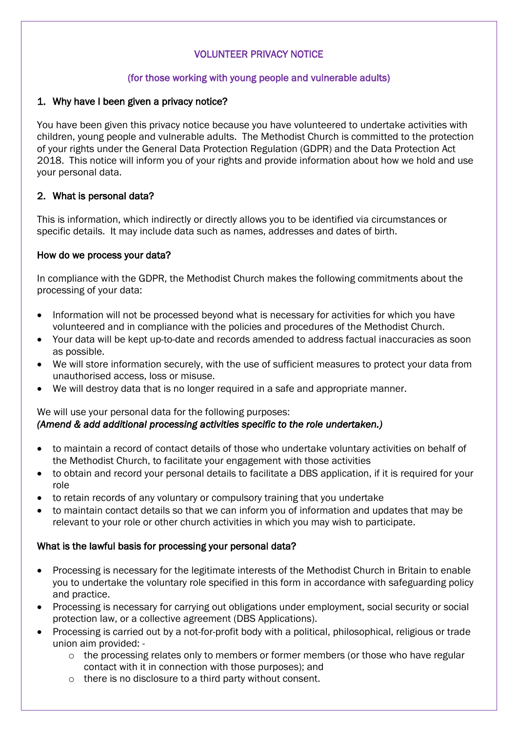## VOLUNTEER PRIVACY NOTICE

### (for those working with young people and vulnerable adults)

### 1. Why have I been given a privacy notice?

You have been given this privacy notice because you have volunteered to undertake activities with children, young people and vulnerable adults. The Methodist Church is committed to the protection of your rights under the General Data Protection Regulation (GDPR) and the Data Protection Act 2018. This notice will inform you of your rights and provide information about how we hold and use your personal data.

### 2. What is personal data?

This is information, which indirectly or directly allows you to be identified via circumstances or specific details. It may include data such as names, addresses and dates of birth.

### How do we process your data?

In compliance with the GDPR, the Methodist Church makes the following commitments about the processing of your data:

- Information will not be processed beyond what is necessary for activities for which you have volunteered and in compliance with the policies and procedures of the Methodist Church.
- Your data will be kept up-to-date and records amended to address factual inaccuracies as soon as possible.
- We will store information securely, with the use of sufficient measures to protect your data from unauthorised access, loss or misuse.
- We will destroy data that is no longer required in a safe and appropriate manner.

We will use your personal data for the following purposes:
*(Amend & add additional processing activities specific to the role undertaken.)*

- to maintain a record of contact details of those who undertake voluntary activities on behalf of the Methodist Church, to facilitate your engagement with those activities
- to obtain and record your personal details to facilitate a DBS application, if it is required for your role
- to retain records of any voluntary or compulsory training that you undertake
- to maintain contact details so that we can inform you of information and updates that may be relevant to your role or other church activities in which you may wish to participate.

### What is the lawful basis for processing your personal data?

- Processing is necessary for the legitimate interests of the Methodist Church in Britain to enable you to undertake the voluntary role specified in this form in accordance with safeguarding policy and practice.
- Processing is necessary for carrying out obligations under employment, social security or social protection law, or a collective agreement (DBS Applications).
- Processing is carried out by a not-for-profit body with a political, philosophical, religious or trade union aim provided: -
  - the processing relates only to members or former members (or those who have regular contact with it in connection with those purposes); and
  - there is no disclosure to a third party without consent.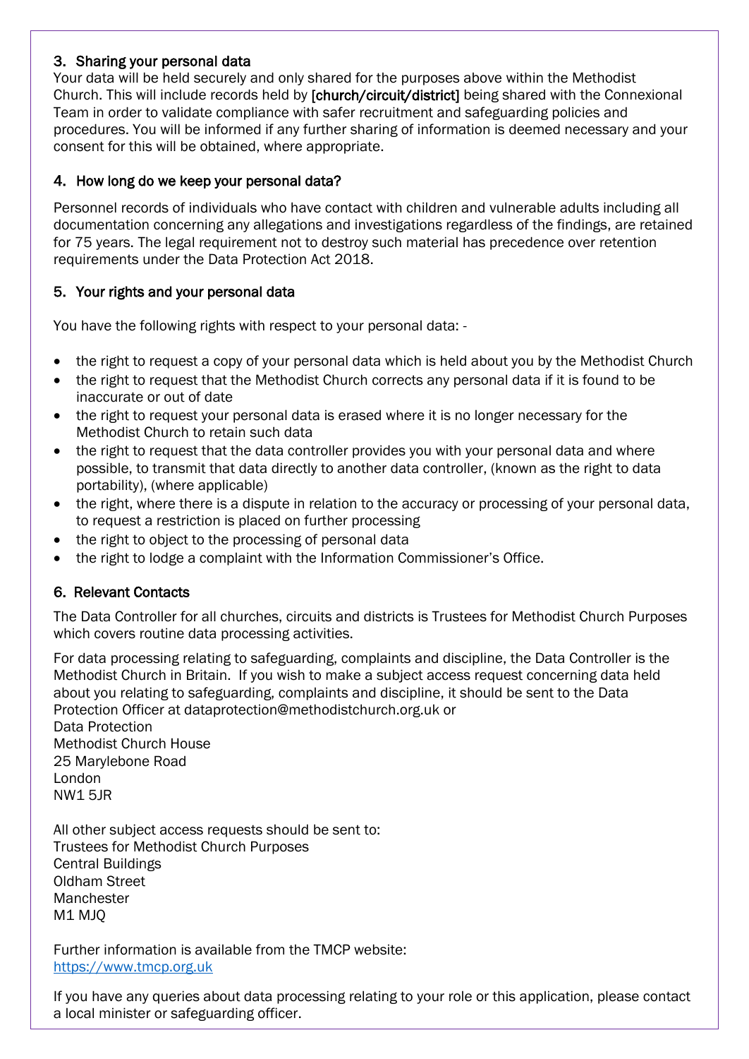## 3. Sharing your personal data

Your data will be held securely and only shared for the purposes above within the Methodist Church. This will include records held by **[church/circuit/district]** being shared with the Connexional Team in order to validate compliance with safer recruitment and safeguarding policies and procedures. You will be informed if any further sharing of information is deemed necessary and your consent for this will be obtained, where appropriate.

## 4. How long do we keep your personal data?

Personnel records of individuals who have contact with children and vulnerable adults including all documentation concerning any allegations and investigations regardless of the findings, are retained for 75 years. The legal requirement not to destroy such material has precedence over retention requirements under the Data Protection Act 2018.

## 5. Your rights and your personal data

You have the following rights with respect to your personal data: -

- the right to request a copy of your personal data which is held about you by the Methodist Church
- the right to request that the Methodist Church corrects any personal data if it is found to be inaccurate or out of date
- the right to request your personal data is erased where it is no longer necessary for the Methodist Church to retain such data
- the right to request that the data controller provides you with your personal data and where possible, to transmit that data directly to another data controller, (known as the right to data portability), (where applicable)
- the right, where there is a dispute in relation to the accuracy or processing of your personal data, to request a restriction is placed on further processing
- the right to object to the processing of personal data
- the right to lodge a complaint with the Information Commissioner's Office.

## 6. Relevant Contacts

The Data Controller for all churches, circuits and districts is Trustees for Methodist Church Purposes which covers routine data processing activities.

For data processing relating to safeguarding, complaints and discipline, the Data Controller is the Methodist Church in Britain. If you wish to make a subject access request concerning data held about you relating to safeguarding, complaints and discipline, it should be sent to the Data Protection Officer at dataprotection@methodistchurch.org.uk or
Data Protection
Methodist Church House
25 Marylebone Road
London
NW1 5JR

All other subject access requests should be sent to:
Trustees for Methodist Church Purposes
Central Buildings
Oldham Street
Manchester
M1 MJQ

Further information is available from the TMCP website:
https://www.tmcp.org.uk

If you have any queries about data processing relating to your role or this application, please contact a local minister or safeguarding officer.